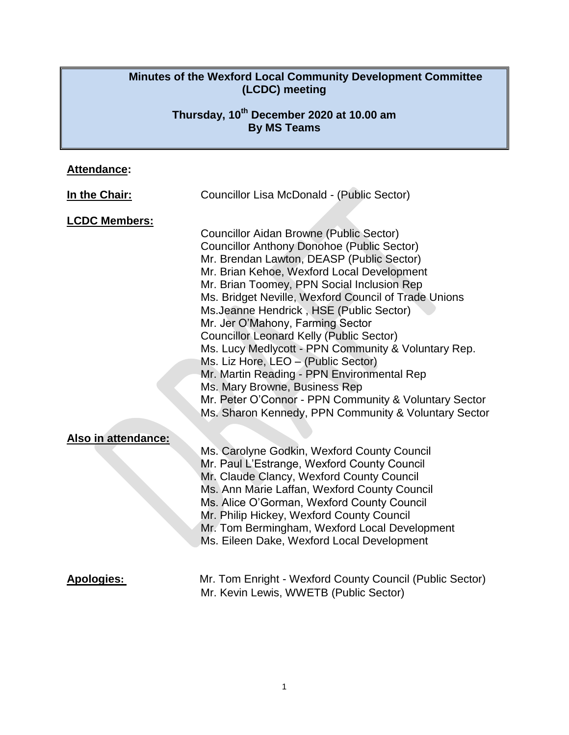# Minutes of the Wexford Local Community Development Committee (LCDC) meeting

## Thursday, 10th December 2020 at 10.00 am
## By MS Teams

**Attendance:**

**In the Chair:** Councillor Lisa McDonald - (Public Sector)

**LCDC Members:**

Councillor Aidan Browne (Public Sector)
Councillor Anthony Donohoe (Public Sector)
Mr. Brendan Lawton, DEASP (Public Sector)
Mr. Brian Kehoe, Wexford Local Development
Mr. Brian Toomey, PPN Social Inclusion Rep
Ms. Bridget Neville, Wexford Council of Trade Unions
Ms.Jeanne Hendrick , HSE (Public Sector)
Mr. Jer O'Mahony, Farming Sector
Councillor Leonard Kelly (Public Sector)
Ms. Lucy Medlycott - PPN Community & Voluntary Rep.
Ms. Liz Hore, LEO – (Public Sector)
Mr. Martin Reading - PPN Environmental Rep
Ms. Mary Browne, Business Rep
Mr. Peter O'Connor - PPN Community & Voluntary Sector
Ms. Sharon Kennedy, PPN Community & Voluntary Sector

**Also in attendance:**

Ms. Carolyne Godkin, Wexford County Council
Mr. Paul L'Estrange, Wexford County Council
Mr. Claude Clancy, Wexford County Council
Ms. Ann Marie Laffan, Wexford County Council
Ms. Alice O'Gorman, Wexford County Council
Mr. Philip Hickey, Wexford County Council
Mr. Tom Bermingham, Wexford Local Development
Ms. Eileen Dake, Wexford Local Development

**Apologies:** Mr. Tom Enright - Wexford County Council (Public Sector)
Mr. Kevin Lewis, WWETB (Public Sector)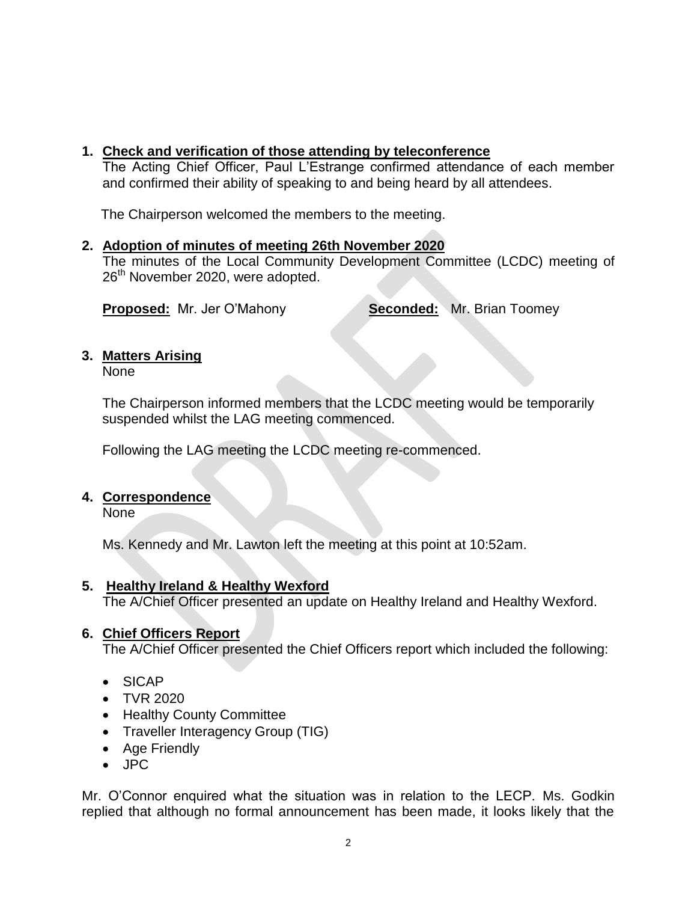1. **Check and verification of those attending by teleconference**
   The Acting Chief Officer, Paul L'Estrange confirmed attendance of each member and confirmed their ability of speaking to and being heard by all attendees.

   The Chairperson welcomed the members to the meeting.

2. **Adoption of minutes of meeting 26th November 2020**
   The minutes of the Local Community Development Committee (LCDC) meeting of 26th November 2020, were adopted.

   **Proposed:** Mr. Jer O'Mahony **Seconded:** Mr. Brian Toomey

3. **Matters Arising**
   None

   The Chairperson informed members that the LCDC meeting would be temporarily suspended whilst the LAG meeting commenced.

   Following the LAG meeting the LCDC meeting re-commenced.

4. **Correspondence**
   None

   Ms. Kennedy and Mr. Lawton left the meeting at this point at 10:52am.

5. **Healthy Ireland & Healthy Wexford**
   The A/Chief Officer presented an update on Healthy Ireland and Healthy Wexford.

6. **Chief Officers Report**
   The A/Chief Officer presented the Chief Officers report which included the following:

   - SICAP
   - TVR 2020
   - Healthy County Committee
   - Traveller Interagency Group (TIG)
   - Age Friendly
   - JPC

Mr. O'Connor enquired what the situation was in relation to the LECP. Ms. Godkin replied that although no formal announcement has been made, it looks likely that the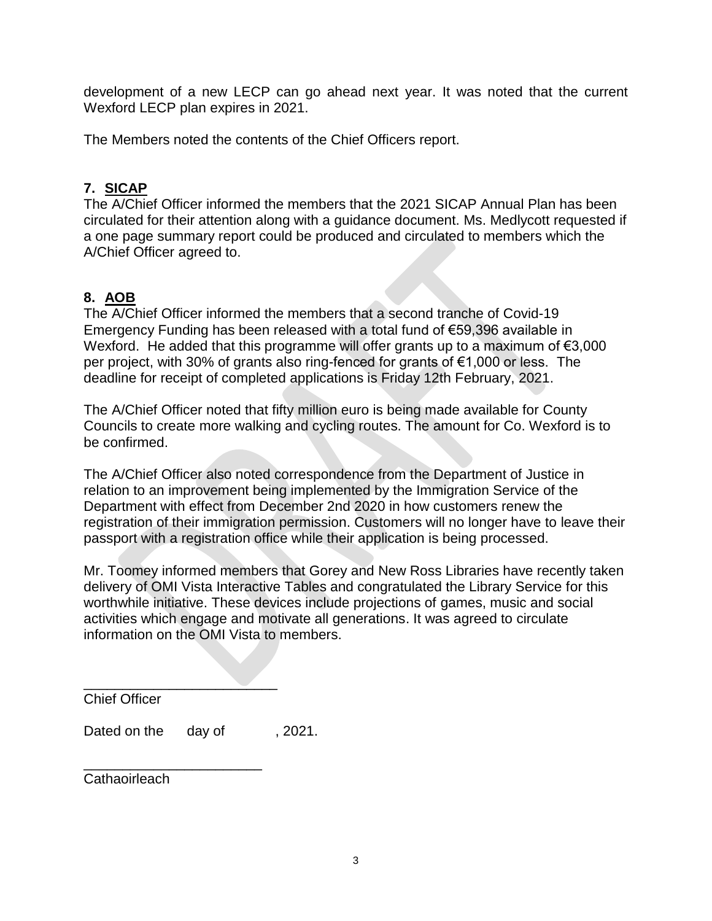development of a new LECP can go ahead next year. It was noted that the current Wexford LECP plan expires in 2021.

The Members noted the contents of the Chief Officers report.

## 7. SICAP

The A/Chief Officer informed the members that the 2021 SICAP Annual Plan has been circulated for their attention along with a guidance document. Ms. Medlycott requested if a one page summary report could be produced and circulated to members which the A/Chief Officer agreed to.

## 8. AOB

The A/Chief Officer informed the members that a second tranche of Covid-19 Emergency Funding has been released with a total fund of €59,396 available in Wexford. He added that this programme will offer grants up to a maximum of €3,000 per project, with 30% of grants also ring-fenced for grants of €1,000 or less. The deadline for receipt of completed applications is Friday 12th February, 2021.

The A/Chief Officer noted that fifty million euro is being made available for County Councils to create more walking and cycling routes. The amount for Co. Wexford is to be confirmed.

The A/Chief Officer also noted correspondence from the Department of Justice in relation to an improvement being implemented by the Immigration Service of the Department with effect from December 2nd 2020 in how customers renew the registration of their immigration permission. Customers will no longer have to leave their passport with a registration office while their application is being processed.

Mr. Toomey informed members that Gorey and New Ross Libraries have recently taken delivery of OMI Vista Interactive Tables and congratulated the Library Service for this worthwhile initiative. These devices include projections of games, music and social activities which engage and motivate all generations. It was agreed to circulate information on the OMI Vista to members.

_________________________
Chief Officer

Dated on the day of , 2021.

________________________
Cathaoirleach